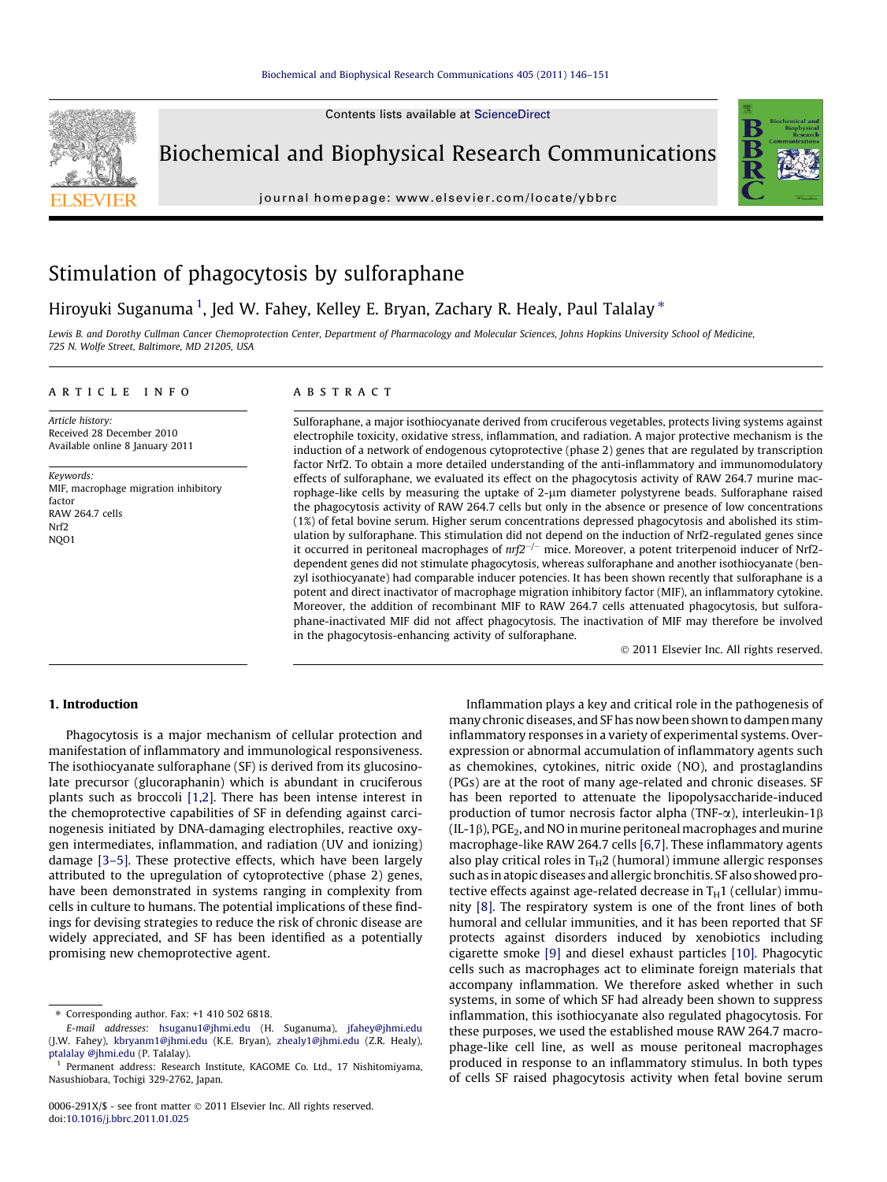# Stimulation of phagocytosis by sulforaphane

Hiroyuki Suganuma [1], Jed W. Fahey, Kelley E. Bryan, Zachary R. Healy, Paul Talalay *

Lewis B. and Dorothy Cullman Cancer Chemoprotection Center, Department of Pharmacology and Molecular Sciences, Johns Hopkins University School of Medicine, 725 N. Wolfe Street, Baltimore, MD 21205, USA

## ARTICLE INFO

*Article history:*
Received 28 December 2010
Available online 8 January 2011

*Keywords:*
MIF, macrophage migration inhibitory factor
RAW 264.7 cells
Nrf2
NQO1

## ABSTRACT

Sulforaphane, a major isothiocyanate derived from cruciferous vegetables, protects living systems against electrophile toxicity, oxidative stress, inflammation, and radiation. A major protective mechanism is the induction of a network of endogenous cytoprotective (phase 2) genes that are regulated by transcription factor Nrf2. To obtain a more detailed understanding of the anti-inflammatory and immunomodulatory effects of sulforaphane, we evaluated its effect on the phagocytosis activity of RAW 264.7 murine macrophage-like cells by measuring the uptake of 2-μm diameter polystyrene beads. Sulforaphane raised the phagocytosis activity of RAW 264.7 cells but only in the absence or presence of low concentrations (1%) of fetal bovine serum. Higher serum concentrations depressed phagocytosis and abolished its stimulation by sulforaphane. This stimulation did not depend on the induction of Nrf2-regulated genes since it occurred in peritoneal macrophages of *nrf2*$^{-/-}$ mice. Moreover, a potent triterpenoid inducer of Nrf2-dependent genes did not stimulate phagocytosis, whereas sulforaphane and another isothiocyanate (benzyl isothiocyanate) had comparable inducer potencies. It has been shown recently that sulforaphane is a potent and direct inactivator of macrophage migration inhibitory factor (MIF), an inflammatory cytokine. Moreover, the addition of recombinant MIF to RAW 264.7 cells attenuated phagocytosis, but sulforaphane-inactivated MIF did not affect phagocytosis. The inactivation of MIF may therefore be involved in the phagocytosis-enhancing activity of sulforaphane.

© 2011 Elsevier Inc. All rights reserved.

## 1. Introduction

Phagocytosis is a major mechanism of cellular protection and manifestation of inflammatory and immunological responsiveness. The isothiocyanate sulforaphane (SF) is derived from its glucosinolate precursor (glucoraphanin) which is abundant in cruciferous plants such as broccoli [1,2]. There has been intense interest in the chemoprotective capabilities of SF in defending against carcinogenesis initiated by DNA-damaging electrophiles, reactive oxygen intermediates, inflammation, and radiation (UV and ionizing) damage [3–5]. These protective effects, which have been largely attributed to the upregulation of cytoprotective (phase 2) genes, have been demonstrated in systems ranging in complexity from cells in culture to humans. The potential implications of these findings for devising strategies to reduce the risk of chronic disease are widely appreciated, and SF has been identified as a potentially promising new chemoprotective agent.

Inflammation plays a key and critical role in the pathogenesis of many chronic diseases, and SF has now been shown to dampen many inflammatory responses in a variety of experimental systems. Overexpression or abnormal accumulation of inflammatory agents such as chemokines, cytokines, nitric oxide (NO), and prostaglandins (PGs) are at the root of many age-related and chronic diseases. SF has been reported to attenuate the lipopolysaccharide-induced production of tumor necrosis factor alpha (TNF-α), interleukin-1β (IL-1β), $PGE_2$, and NO in murine peritoneal macrophages and murine macrophage-like RAW 264.7 cells [6,7]. These inflammatory agents also play critical roles in $T_H2$ (humoral) immune allergic responses such as in atopic diseases and allergic bronchitis. SF also showed protective effects against age-related decrease in $T_H1$ (cellular) immunity [8]. The respiratory system is one of the front lines of both humoral and cellular immunities, and it has been reported that SF protects against disorders induced by xenobiotics including cigarette smoke [9] and diesel exhaust particles [10]. Phagocytic cells such as macrophages act to eliminate foreign materials that accompany inflammation. We therefore asked whether in such systems, in some of which SF had already been shown to suppress inflammation, this isothiocyanate also regulated phagocytosis. For these purposes, we used the established mouse RAW 264.7 macrophage-like cell line, as well as mouse peritoneal macrophages produced in response to an inflammatory stimulus. In both types of cells SF raised phagocytosis activity when fetal bovine serum

---

* Corresponding author. Fax: +1 410 502 6818.
*E-mail addresses:* hsuganu1@jhmi.edu (H. Suganuma), jfahey@jhmi.edu (J.W. Fahey), kbryanm1@jhmi.edu (K.E. Bryan), zhealy1@jhmi.edu (Z.R. Healy), ptalalay @jhmi.edu (P. Talalay).

[1] Permanent address: Research Institute, KAGOME Co. Ltd., 17 Nishitomiyama, Nasushiobara, Tochigi 329-2762, Japan.

0006-291X/$ - see front matter © 2011 Elsevier Inc. All rights reserved.
doi:10.1016/j.bbrc.2011.01.025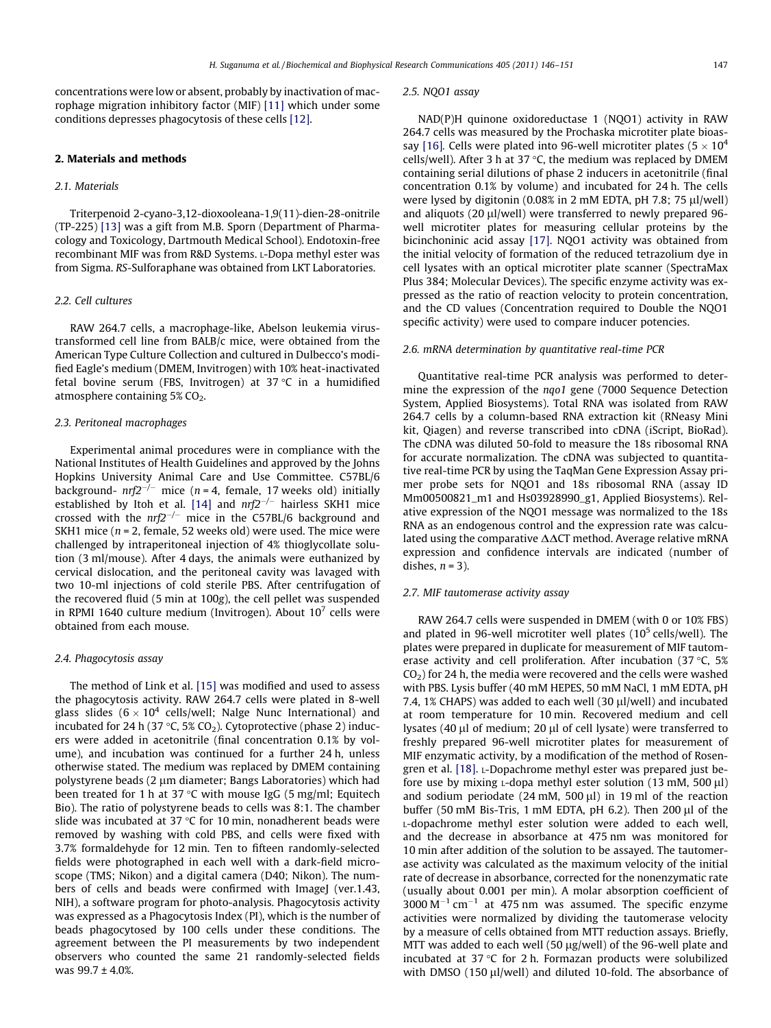concentrations were low or absent, probably by inactivation of macrophage migration inhibitory factor (MIF) [11] which under some conditions depresses phagocytosis of these cells [12].

## 2. Materials and methods

### 2.1. Materials

Triterpenoid 2-cyano-3,12-dioxooleana-1,9(11)-dien-28-onitrile (TP-225) [13] was a gift from M.B. Sporn (Department of Pharmacology and Toxicology, Dartmouth Medical School). Endotoxin-free recombinant MIF was from R&D Systems. L-Dopa methyl ester was from Sigma. *RS*-Sulforaphane was obtained from LKT Laboratories.

### 2.2. Cell cultures

RAW 264.7 cells, a macrophage-like, Abelson leukemia virus-transformed cell line from BALB/c mice, were obtained from the American Type Culture Collection and cultured in Dulbecco's modified Eagle's medium (DMEM, Invitrogen) with 10% heat-inactivated fetal bovine serum (FBS, Invitrogen) at 37 °C in a humidified atmosphere containing 5% $CO_2$.

### 2.3. Peritoneal macrophages

Experimental animal procedures were in compliance with the National Institutes of Health Guidelines and approved by the Johns Hopkins University Animal Care and Use Committee. C57BL/6 background- *nrf2*$^{-/-}$ mice (*n* = 4, female, 17 weeks old) initially established by Itoh et al. [14] and *nrf2*$^{-/-}$ hairless SKH1 mice crossed with the *nrf2*$^{-/-}$ mice in the C57BL/6 background and SKH1 mice (*n* = 2, female, 52 weeks old) were used. The mice were challenged by intraperitoneal injection of 4% thioglycollate solution (3 ml/mouse). After 4 days, the animals were euthanized by cervical dislocation, and the peritoneal cavity was lavaged with two 10-ml injections of cold sterile PBS. After centrifugation of the recovered fluid (5 min at 100*g*), the cell pellet was suspended in RPMI 1640 culture medium (Invitrogen). About $10^7$ cells were obtained from each mouse.

### 2.4. Phagocytosis assay

The method of Link et al. [15] was modified and used to assess the phagocytosis activity. RAW 264.7 cells were plated in 8-well glass slides ($6 \times 10^4$ cells/well; Nalge Nunc International) and incubated for 24 h (37 °C, 5% $CO_2$). Cytoprotective (phase 2) inducers were added in acetonitrile (final concentration 0.1% by volume), and incubation was continued for a further 24 h, unless otherwise stated. The medium was replaced by DMEM containing polystyrene beads (2 μm diameter; Bangs Laboratories) which had been treated for 1 h at 37 °C with mouse IgG (5 mg/ml; Equitech Bio). The ratio of polystyrene beads to cells was 8:1. The chamber slide was incubated at 37 °C for 10 min, nonadherent beads were removed by washing with cold PBS, and cells were fixed with 3.7% formaldehyde for 12 min. Ten to fifteen randomly-selected fields were photographed in each well with a dark-field microscope (TMS; Nikon) and a digital camera (D40; Nikon). The numbers of cells and beads were confirmed with ImageJ (ver.1.43, NIH), a software program for photo-analysis. Phagocytosis activity was expressed as a Phagocytosis Index (PI), which is the number of beads phagocytosed by 100 cells under these conditions. The agreement between the PI measurements by two independent observers who counted the same 21 randomly-selected fields was 99.7 ± 4.0%.

### 2.5. NQO1 assay

NAD(P)H quinone oxidoreductase 1 (NQO1) activity in RAW 264.7 cells was measured by the Prochaska microtiter plate bioassay [16]. Cells were plated into 96-well microtiter plates ($5 \times 10^4$ cells/well). After 3 h at 37 °C, the medium was replaced by DMEM containing serial dilutions of phase 2 inducers in acetonitrile (final concentration 0.1% by volume) and incubated for 24 h. The cells were lysed by digitonin (0.08% in 2 mM EDTA, pH 7.8; 75 μl/well) and aliquots (20 μl/well) were transferred to newly prepared 96-well microtiter plates for measuring cellular proteins by the bicinchoninic acid assay [17]. NQO1 activity was obtained from the initial velocity of formation of the reduced tetrazolium dye in cell lysates with an optical microtiter plate scanner (SpectraMax Plus 384; Molecular Devices). The specific enzyme activity was expressed as the ratio of reaction velocity to protein concentration, and the CD values (Concentration required to Double the NQO1 specific activity) were used to compare inducer potencies.

### 2.6. mRNA determination by quantitative real-time PCR

Quantitative real-time PCR analysis was performed to determine the expression of the *nqo1* gene (7000 Sequence Detection System, Applied Biosystems). Total RNA was isolated from RAW 264.7 cells by a column-based RNA extraction kit (RNeasy Mini kit, Qiagen) and reverse transcribed into cDNA (iScript, BioRad). The cDNA was diluted 50-fold to measure the 18s ribosomal RNA for accurate normalization. The cDNA was subjected to quantitative real-time PCR by using the TaqMan Gene Expression Assay primer probe sets for NQO1 and 18s ribosomal RNA (assay ID Mm00500821_m1 and Hs03928990_g1, Applied Biosystems). Relative expression of the NQO1 message was normalized to the 18s RNA as an endogenous control and the expression rate was calculated using the comparative $\Delta\Delta$CT method. Average relative mRNA expression and confidence intervals are indicated (number of dishes, *n* = 3).

### 2.7. MIF tautomerase activity assay

RAW 264.7 cells were suspended in DMEM (with 0 or 10% FBS) and plated in 96-well microtiter well plates ($10^5$ cells/well). The plates were prepared in duplicate for measurement of MIF tautomerase activity and cell proliferation. After incubation (37 °C, 5% $CO_2$) for 24 h, the media were recovered and the cells were washed with PBS. Lysis buffer (40 mM HEPES, 50 mM NaCl, 1 mM EDTA, pH 7.4, 1% CHAPS) was added to each well (30 μl/well) and incubated at room temperature for 10 min. Recovered medium and cell lysates (40 μl of medium; 20 μl of cell lysate) were transferred to freshly prepared 96-well microtiter plates for measurement of MIF enzymatic activity, by a modification of the method of Rosengren et al. [18]. L-Dopachrome methyl ester was prepared just before use by mixing L-dopa methyl ester solution (13 mM, 500 μl) and sodium periodate (24 mM, 500 μl) in 19 ml of the reaction buffer (50 mM Bis-Tris, 1 mM EDTA, pH 6.2). Then 200 μl of the L-dopachrome methyl ester solution were added to each well, and the decrease in absorbance at 475 nm was monitored for 10 min after addition of the solution to be assayed. The tautomerase activity was calculated as the maximum velocity of the initial rate of decrease in absorbance, corrected for the nonenzymatic rate (usually about 0.001 per min). A molar absorption coefficient of 3000 $M^{-1}$ $cm^{-1}$ at 475 nm was assumed. The specific enzyme activities were normalized by dividing the tautomerase velocity by a measure of cells obtained from MTT reduction assays. Briefly, MTT was added to each well (50 μg/well) of the 96-well plate and incubated at 37 °C for 2 h. Formazan products were solubilized with DMSO (150 μl/well) and diluted 10-fold. The absorbance of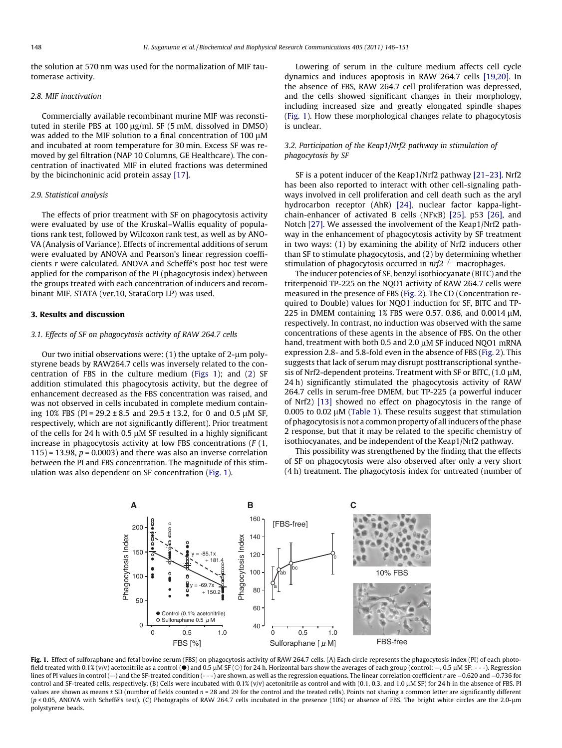the solution at 570 nm was used for the normalization of MIF tautomerase activity.

### 2.8. MIF inactivation

Commercially available recombinant murine MIF was reconstituted in sterile PBS at 100 μg/ml. SF (5 mM, dissolved in DMSO) was added to the MIF solution to a final concentration of 100 μM and incubated at room temperature for 30 min. Excess SF was removed by gel filtration (NAP 10 Columns, GE Healthcare). The concentration of inactivated MIF in eluted fractions was determined by the bicinchoninic acid protein assay [17].

### 2.9. Statistical analysis

The effects of prior treatment with SF on phagocytosis activity were evaluated by use of the Kruskal–Wallis equality of populations rank test, followed by Wilcoxon rank test, as well as by ANOVA (Analysis of Variance). Effects of incremental additions of serum were evaluated by ANOVA and Pearson's linear regression coefficients *r* were calculated. ANOVA and Scheffé's post hoc test were applied for the comparison of the PI (phagocytosis index) between the groups treated with each concentration of inducers and recombinant MIF. STATA (ver.10, StataCorp LP) was used.

## 3. Results and discussion

### 3.1. Effects of SF on phagocytosis activity of RAW 264.7 cells

Our two initial observations were: (1) the uptake of 2-μm polystyrene beads by RAW264.7 cells was inversely related to the concentration of FBS in the culture medium (Figs 1); and (2) SF addition stimulated this phagocytosis activity, but the degree of enhancement decreased as the FBS concentration was raised, and was not observed in cells incubated in complete medium containing 10% FBS (PI = 29.2 ± 8.5 and 29.5 ± 13.2, for 0 and 0.5 μM SF, respectively, which are not significantly different). Prior treatment of the cells for 24 h with 0.5 μM SF resulted in a highly significant increase in phagocytosis activity at low FBS concentrations ($F$ (1, 115) = 13.98, $p$ = 0.0003) and there was also an inverse correlation between the PI and FBS concentration. The magnitude of this stimulation was also dependent on SF concentration (Fig. 1).

Lowering of serum in the culture medium affects cell cycle dynamics and induces apoptosis in RAW 264.7 cells [19,20]. In the absence of FBS, RAW 264.7 cell proliferation was depressed, and the cells showed significant changes in their morphology, including increased size and greatly elongated spindle shapes (Fig. 1). How these morphological changes relate to phagocytosis is unclear.

### 3.2. Participation of the Keap1/Nrf2 pathway in stimulation of phagocytosis by SF

SF is a potent inducer of the Keap1/Nrf2 pathway [21–23]. Nrf2 has been also reported to interact with other cell-signaling pathways involved in cell proliferation and cell death such as the aryl hydrocarbon receptor (AhR) [24], nuclear factor kappa-light-chain-enhancer of activated B cells (NFκB) [25], p53 [26], and Notch [27]. We assessed the involvement of the Keap1/Nrf2 pathway in the enhancement of phagocytosis activity by SF treatment in two ways: (1) by examining the ability of Nrf2 inducers other than SF to stimulate phagocytosis, and (2) by determining whether stimulation of phagocytosis occurred in $nrf2^{-/-}$ macrophages.

The inducer potencies of SF, benzyl isothiocyanate (BITC) and the triterpenoid TP-225 on the NQO1 activity of RAW 264.7 cells were measured in the presence of FBS (Fig. 2). The CD (Concentration required to Double) values for NQO1 induction for SF, BITC and TP-225 in DMEM containing 1% FBS were 0.57, 0.86, and 0.0014 μM, respectively. In contrast, no induction was observed with the same concentrations of these agents in the absence of FBS. On the other hand, treatment with both 0.5 and 2.0 μM SF induced NQO1 mRNA expression 2.8- and 5.8-fold even in the absence of FBS (Fig. 2). This suggests that lack of serum may disrupt posttranscriptional synthesis of Nrf2-dependent proteins. Treatment with SF or BITC, (1.0 μM, 24 h) significantly stimulated the phagocytosis activity of RAW 264.7 cells in serum-free DMEM, but TP-225 (a powerful inducer of Nrf2) [13] showed no effect on phagocytosis in the range of 0.005 to 0.02 μM (Table 1). These results suggest that stimulation of phagocytosis is not a common property of all inducers of the phase 2 response, but that it may be related to the specific chemistry of isothiocyanates, and be independent of the Keap1/Nrf2 pathway.

This possibility was strengthened by the finding that the effects of SF on phagocytosis were also observed after only a very short (4 h) treatment. The phagocytosis index for untreated (number of

**Fig. 1.** Effect of sulforaphane and fetal bovine serum (FBS) on phagocytosis activity of RAW 264.7 cells. (A) Each circle represents the phagocytosis index (PI) of each photo-field treated with 0.1% (v/v) acetonitrile as a control (●) and 0.5 μM SF (○) for 24 h. Horizontal bars show the averages of each group (control: —, 0.5 μM SF: - - -). Regression lines of PI values in control (—) and the SF-treated condition (- - -) are shown, as well as the regression equations. The linear correlation coefficient $r$ are −0.620 and −0.736 for control and SF-treated cells, respectively. (B) Cells were incubated with 0.1% (v/v) acetonitrile as control and with (0.1, 0.3, and 1.0 μM SF) for 24 h in the absence of FBS. PI values are shown as means ± SD (number of fields counted $n$ = 28 and 29 for the control and the treated cells). Points not sharing a common letter are significantly different ($p$ < 0.05, ANOVA with Scheffé's test). (C) Photographs of RAW 264.7 cells incubated in the presence (10%) or absence of FBS. The bright white circles are the 2.0-μm polystyrene beads.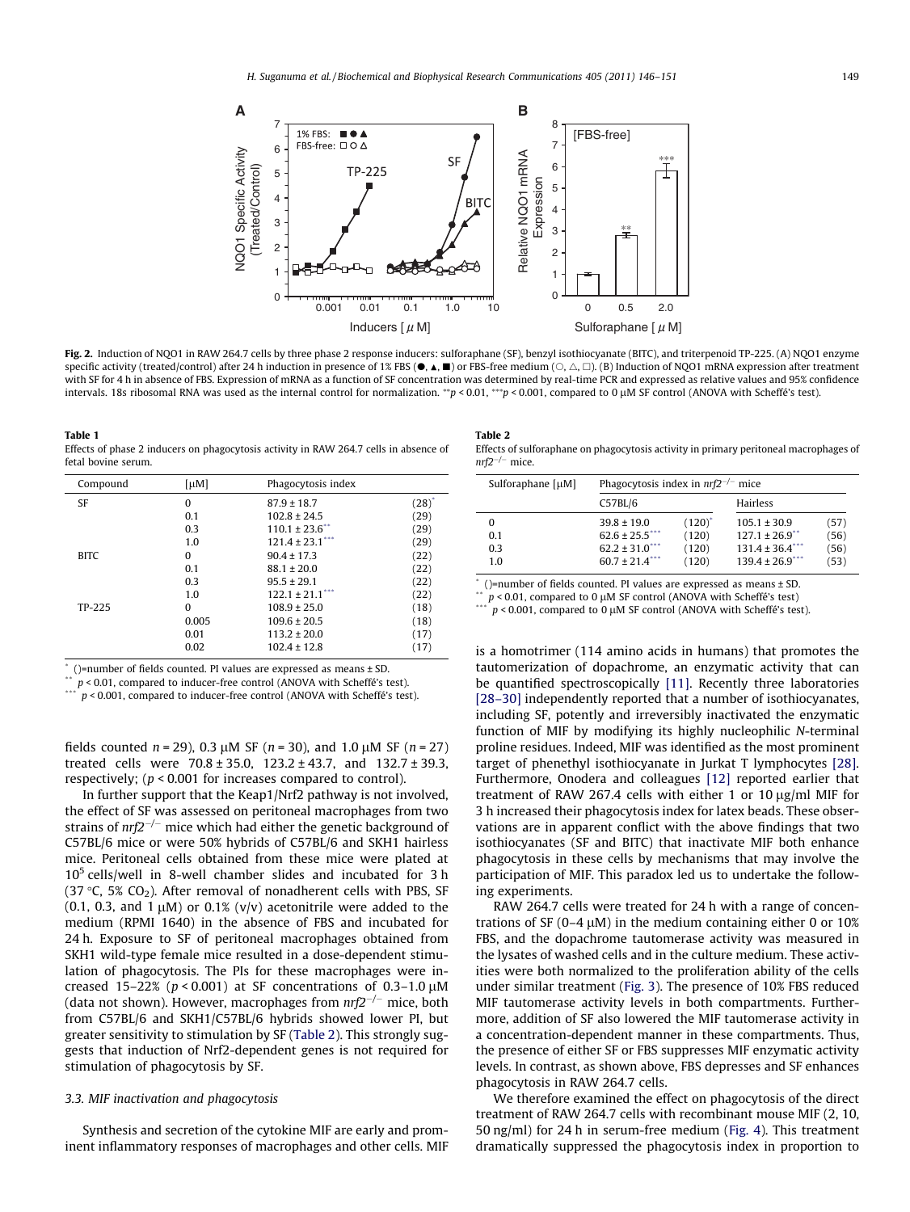**Fig. 2.** Induction of NQO1 in RAW 264.7 cells by three phase 2 response inducers: sulforaphane (SF), benzyl isothiocyanate (BITC), and triterpenoid TP-225. (A) NQO1 enzyme specific activity (treated/control) after 24 h induction in presence of 1% FBS (●, ▲, ■) or FBS-free medium (○, △, □). (B) Induction of NQO1 mRNA expression after treatment with SF for 4 h in absence of FBS. Expression of mRNA as a function of SF concentration was determined by real-time PCR and expressed as relative values and 95% confidence intervals. 18s ribosomal RNA was used as the internal control for normalization. **$p < 0.01$, ***$p < 0.001$, compared to 0 μM SF control (ANOVA with Scheffé's test).

**Table 1**
Effects of phase 2 inducers on phagocytosis activity in RAW 264.7 cells in absence of fetal bovine serum.

| Compound | [μM] | Phagocytosis index | |
|---|---|---|---|
| SF | 0 | 87.9 ± 18.7 | (28)* |
| | 0.1 | 102.8 ± 24.5 | (29) |
| | 0.3 | 110.1 ± 23.6** | (29) |
| | 1.0 | 121.4 ± 23.1*** | (29) |
| BITC | 0 | 90.4 ± 17.3 | (22) |
| | 0.1 | 88.1 ± 20.0 | (22) |
| | 0.3 | 95.5 ± 29.1 | (22) |
| | 1.0 | 122.1 ± 21.1*** | (22) |
| TP-225 | 0 | 108.9 ± 25.0 | (18) |
| | 0.005 | 109.6 ± 20.5 | (18) |
| | 0.01 | 113.2 ± 20.0 | (17) |
| | 0.02 | 102.4 ± 12.8 | (17) |

\* ()=number of fields counted. PI values are expressed as means ± SD.
\** $p < 0.01$, compared to inducer-free control (ANOVA with Scheffé's test).
\*** $p < 0.001$, compared to inducer-free control (ANOVA with Scheffé's test).

**Table 2**
Effects of sulforaphane on phagocytosis activity in primary peritoneal macrophages of $nrf2^{-/-}$ mice.

| Sulforaphane [μM] | Phagocytosis index in $nrf2^{-/-}$ mice | | | |
|---|---|---|---|---|
| | C57BL/6 | | Hairless | |
| 0 | 39.8 ± 19.0 | (120)* | 105.1 ± 30.9 | (57) |
| 0.1 | 62.6 ± 25.5*** | (120) | 127.1 ± 26.9** | (56) |
| 0.3 | 62.2 ± 31.0*** | (120) | 131.4 ± 36.4*** | (56) |
| 1.0 | 60.7 ± 21.4*** | (120) | 139.4 ± 26.9*** | (53) |

\* ()=number of fields counted. PI values are expressed as means ± SD.
\** $p < 0.01$, compared to 0 μM SF control (ANOVA with Scheffé's test)
\*** $p < 0.001$, compared to 0 μM SF control (ANOVA with Scheffé's test).

fields counted $n = 29$), 0.3 μM SF ($n = 30$), and 1.0 μM SF ($n = 27$) treated cells were 70.8 ± 35.0, 123.2 ± 43.7, and 132.7 ± 39.3, respectively; ($p < 0.001$ for increases compared to control).

In further support that the Keap1/Nrf2 pathway is not involved, the effect of SF was assessed on peritoneal macrophages from two strains of $nrf2^{-/-}$ mice which had either the genetic background of C57BL/6 mice or were 50% hybrids of C57BL/6 and SKH1 hairless mice. Peritoneal cells obtained from these mice were plated at $10^5$ cells/well in 8-well chamber slides and incubated for 3 h (37 °C, 5% $CO_2$). After removal of nonadherent cells with PBS, SF (0.1, 0.3, and 1 μM) or 0.1% (v/v) acetonitrile were added to the medium (RPMI 1640) in the absence of FBS and incubated for 24 h. Exposure to SF of peritoneal macrophages obtained from SKH1 wild-type female mice resulted in a dose-dependent stimulation of phagocytosis. The PIs for these macrophages were increased 15–22% ($p < 0.001$) at SF concentrations of 0.3–1.0 μM (data not shown). However, macrophages from $nrf2^{-/-}$ mice, both from C57BL/6 and SKH1/C57BL/6 hybrids showed lower PI, but greater sensitivity to stimulation by SF (Table 2). This strongly suggests that induction of Nrf2-dependent genes is not required for stimulation of phagocytosis by SF.

### 3.3. MIF inactivation and phagocytosis

Synthesis and secretion of the cytokine MIF are early and prominent inflammatory responses of macrophages and other cells. MIF is a homotrimer (114 amino acids in humans) that promotes the tautomerization of dopachrome, an enzymatic activity that can be quantified spectroscopically [11]. Recently three laboratories [28–30] independently reported that a number of isothiocyanates, including SF, potently and irreversibly inactivated the enzymatic function of MIF by modifying its highly nucleophilic *N*-terminal proline residues. Indeed, MIF was identified as the most prominent target of phenethyl isothiocyanate in Jurkat T lymphocytes [28]. Furthermore, Onodera and colleagues [12] reported earlier that treatment of RAW 267.4 cells with either 1 or 10 μg/ml MIF for 3 h increased their phagocytosis index for latex beads. These observations are in apparent conflict with the above findings that two isothiocyanates (SF and BITC) that inactivate MIF both enhance phagocytosis in these cells by mechanisms that may involve the participation of MIF. This paradox led us to undertake the following experiments.

RAW 264.7 cells were treated for 24 h with a range of concentrations of SF (0–4 μM) in the medium containing either 0 or 10% FBS, and the dopachrome tautomerase activity was measured in the lysates of washed cells and in the culture medium. These activities were both normalized to the proliferation ability of the cells under similar treatment (Fig. 3). The presence of 10% FBS reduced MIF tautomerase activity levels in both compartments. Furthermore, addition of SF also lowered the MIF tautomerase activity in a concentration-dependent manner in these compartments. Thus, the presence of either SF or FBS suppresses MIF enzymatic activity levels. In contrast, as shown above, FBS depresses and SF enhances phagocytosis in RAW 264.7 cells.

We therefore examined the effect on phagocytosis of the direct treatment of RAW 264.7 cells with recombinant mouse MIF (2, 10, 50 ng/ml) for 24 h in serum-free medium (Fig. 4). This treatment dramatically suppressed the phagocytosis index in proportion to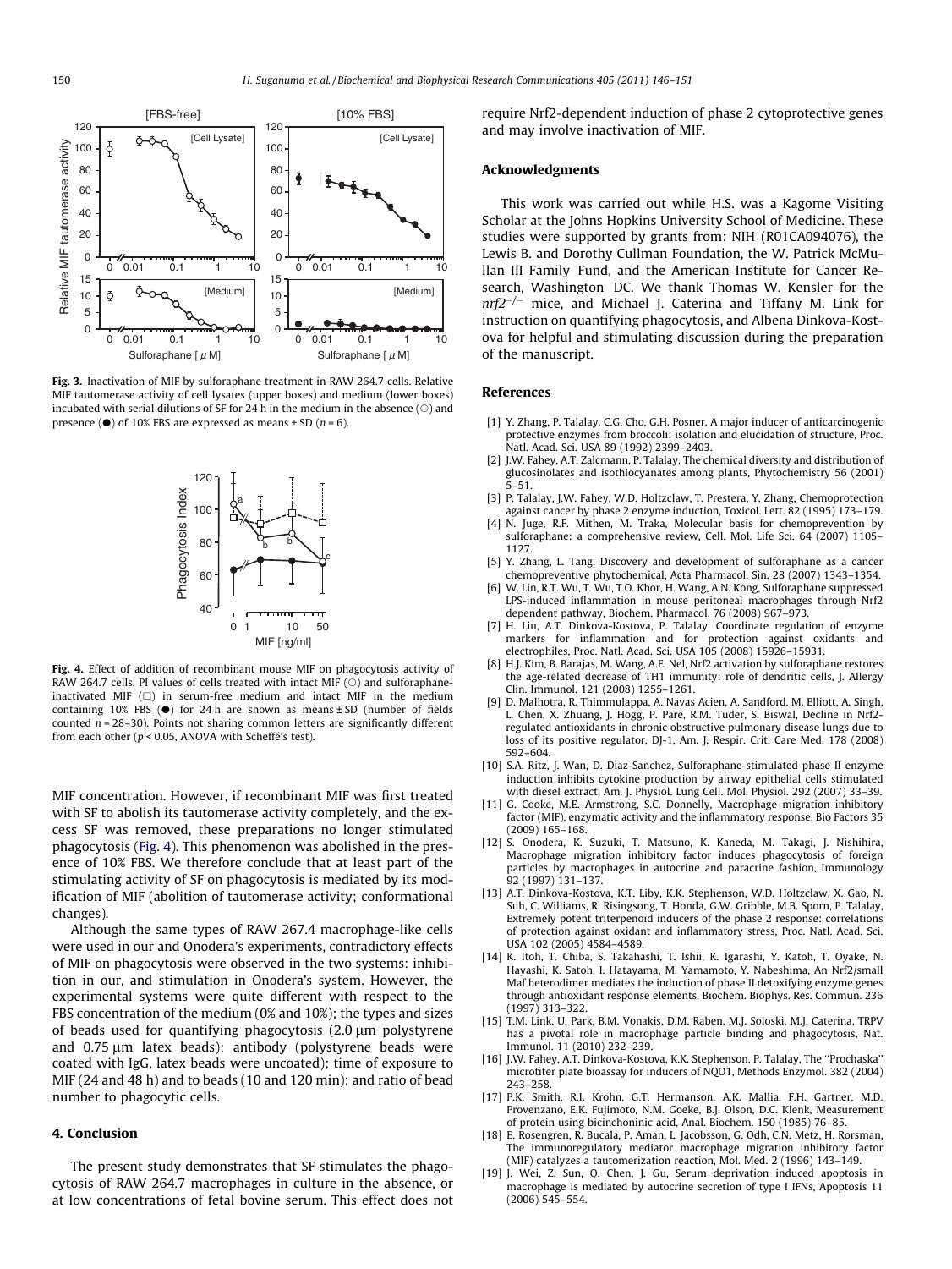Fig. 3. Inactivation of MIF by sulforaphane treatment in RAW 264.7 cells. Relative MIF tautomerase activity of cell lysates (upper boxes) and medium (lower boxes) incubated with serial dilutions of SF for 24 h in the medium in the absence (○) and presence (●) of 10% FBS are expressed as means ± SD ($n = 6$).

Fig. 4. Effect of addition of recombinant mouse MIF on phagocytosis activity of RAW 264.7 cells. PI values of cells treated with intact MIF (○) and sulforaphane-inactivated MIF (□) in serum-free medium and intact MIF in the medium containing 10% FBS (●) for 24 h are shown as means ± SD (number of fields counted $n = 28$–30). Points not sharing common letters are significantly different from each other ($p < 0.05$, ANOVA with Scheffé's test).

MIF concentration. However, if recombinant MIF was first treated with SF to abolish its tautomerase activity completely, and the excess SF was removed, these preparations no longer stimulated phagocytosis (Fig. 4). This phenomenon was abolished in the presence of 10% FBS. We therefore conclude that at least part of the stimulating activity of SF on phagocytosis is mediated by its modification of MIF (abolition of tautomerase activity; conformational changes).

Although the same types of RAW 267.4 macrophage-like cells were used in our and Onodera's experiments, contradictory effects of MIF on phagocytosis were observed in the two systems: inhibition in our, and stimulation in Onodera's system. However, the experimental systems were quite different with respect to the FBS concentration of the medium (0% and 10%); the types and sizes of beads used for quantifying phagocytosis (2.0 μm polystyrene and 0.75 μm latex beads); antibody (polystyrene beads were coated with IgG, latex beads were uncoated); time of exposure to MIF (24 and 48 h) and to beads (10 and 120 min); and ratio of bead number to phagocytic cells.

## 4. Conclusion

The present study demonstrates that SF stimulates the phagocytosis of RAW 264.7 macrophages in culture in the absence, or at low concentrations of fetal bovine serum. This effect does not require Nrf2-dependent induction of phase 2 cytoprotective genes and may involve inactivation of MIF.

## Acknowledgments

This work was carried out while H.S. was a Kagome Visiting Scholar at the Johns Hopkins University School of Medicine. These studies were supported by grants from: NIH (R01CA094076), the Lewis B. and Dorothy Cullman Foundation, the W. Patrick McMullan III Family Fund, and the American Institute for Cancer Research, Washington DC. We thank Thomas W. Kensler for the $nrf2^{-/-}$ mice, and Michael J. Caterina and Tiffany M. Link for instruction on quantifying phagocytosis, and Albena Dinkova-Kostova for helpful and stimulating discussion during the preparation of the manuscript.

## References

[1] Y. Zhang, P. Talalay, C.G. Cho, G.H. Posner, A major inducer of anticarcinogenic protective enzymes from broccoli: isolation and elucidation of structure, Proc. Natl. Acad. Sci. USA 89 (1992) 2399–2403.

[2] J.W. Fahey, A.T. Zalcmann, P. Talalay, The chemical diversity and distribution of glucosinolates and isothiocyanates among plants, Phytochemistry 56 (2001) 5–51.

[3] P. Talalay, J.W. Fahey, W.D. Holtzclaw, T. Prestera, Y. Zhang, Chemoprotection against cancer by phase 2 enzyme induction, Toxicol. Lett. 82 (1995) 173–179.

[4] N. Juge, R.F. Mithen, M. Traka, Molecular basis for chemoprevention by sulforaphane: a comprehensive review, Cell. Mol. Life Sci. 64 (2007) 1105–1127.

[5] Y. Zhang, L. Tang, Discovery and development of sulforaphane as a cancer chemopreventive phytochemical, Acta Pharmacol. Sin. 28 (2007) 1343–1354.

[6] W. Lin, R.T. Wu, T. Wu, T.O. Khor, H. Wang, A.N. Kong, Sulforaphane suppressed LPS-induced inflammation in mouse peritoneal macrophages through Nrf2 dependent pathway, Biochem. Pharmacol. 76 (2008) 967–973.

[7] H. Liu, A.T. Dinkova-Kostova, P. Talalay, Coordinate regulation of enzyme markers for inflammation and for protection against oxidants and electrophiles, Proc. Natl. Acad. Sci. USA 105 (2008) 15926–15931.

[8] H.J. Kim, B. Barajas, M. Wang, A.E. Nel, Nrf2 activation by sulforaphane restores the age-related decrease of TH1 immunity: role of dendritic cells, J. Allergy Clin. Immunol. 121 (2008) 1255–1261.

[9] D. Malhotra, R. Thimmulappa, A. Navas Acien, A. Sandford, M. Elliott, A. Singh, L. Chen, X. Zhuang, J. Hogg, P. Pare, R.M. Tuder, S. Biswal, Decline in Nrf2-regulated antioxidants in chronic obstructive pulmonary disease lungs due to loss of its positive regulator, DJ-1, Am. J. Respir. Crit. Care Med. 178 (2008) 592–604.

[10] S.A. Ritz, J. Wan, D. Diaz-Sanchez, Sulforaphane-stimulated phase II enzyme induction inhibits cytokine production by airway epithelial cells stimulated with diesel extract, Am. J. Physiol. Lung Cell. Mol. Physiol. 292 (2007) 33–39.

[11] G. Cooke, M.E. Armstrong, S.C. Donnelly, Macrophage migration inhibitory factor (MIF), enzymatic activity and the inflammatory response, Bio Factors 35 (2009) 165–168.

[12] S. Onodera, K. Suzuki, T. Matsuno, K. Kaneda, M. Takagi, J. Nishihira, Macrophage migration inhibitory factor induces phagocytosis of foreign particles by macrophages in autocrine and paracrine fashion, Immunology 92 (1997) 131–137.

[13] A.T. Dinkova-Kostova, K.T. Liby, K.K. Stephenson, W.D. Holtzclaw, X. Gao, N. Suh, C. Williams, R. Risingsong, T. Honda, G.W. Gribble, M.B. Sporn, P. Talalay, Extremely potent triterpenoid inducers of the phase 2 response: correlations of protection against oxidant and inflammatory stress, Proc. Natl. Acad. Sci. USA 102 (2005) 4584–4589.

[14] K. Itoh, T. Chiba, S. Takahashi, T. Ishii, K. Igarashi, Y. Katoh, T. Oyake, N. Hayashi, K. Satoh, I. Hatayama, M. Yamamoto, Y. Nabeshima, An Nrf2/small Maf heterodimer mediates the induction of phase II detoxifying enzyme genes through antioxidant response elements, Biochem. Biophys. Res. Commun. 236 (1997) 313–322.

[15] T.M. Link, U. Park, B.M. Vonakis, D.M. Raben, M.J. Soloski, M.J. Caterina, TRPV has a pivotal role in macrophage particle binding and phagocytosis, Nat. Immunol. 11 (2010) 232–239.

[16] J.W. Fahey, A.T. Dinkova-Kostova, K.K. Stephenson, P. Talalay, The "Prochaska" microtiter plate bioassay for inducers of NQO1, Methods Enzymol. 382 (2004) 243–258.

[17] P.K. Smith, R.I. Krohn, G.T. Hermanson, A.K. Mallia, F.H. Gartner, M.D. Provenzano, E.K. Fujimoto, N.M. Goeke, B.J. Olson, D.C. Klenk, Measurement of protein using bicinchoninic acid, Anal. Biochem. 150 (1985) 76–85.

[18] E. Rosengren, R. Bucala, P. Aman, L. Jacobsson, G. Odh, C.N. Metz, H. Rorsman, The immunoregulatory mediator macrophage migration inhibitory factor (MIF) catalyzes a tautomerization reaction, Mol. Med. 2 (1996) 143–149.

[19] J. Wei, Z. Sun, Q. Chen, J. Gu, Serum deprivation induced apoptosis in macrophage is mediated by autocrine secretion of type I IFNs, Apoptosis 11 (2006) 545–554.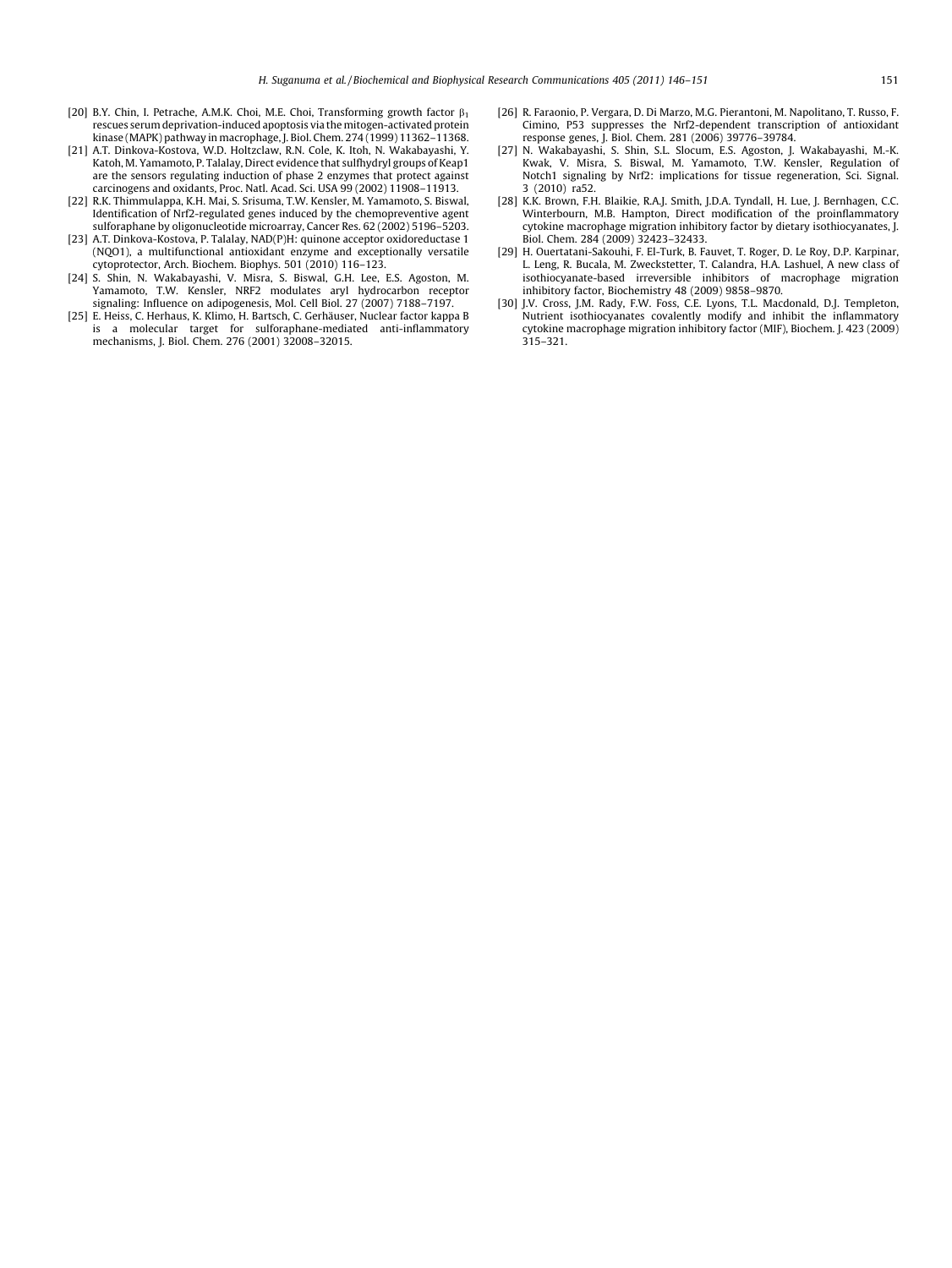[20] B.Y. Chin, I. Petrache, A.M.K. Choi, M.E. Choi, Transforming growth factor $\beta_1$ rescues serum deprivation-induced apoptosis via the mitogen-activated protein kinase (MAPK) pathway in macrophage, J. Biol. Chem. 274 (1999) 11362–11368.

[21] A.T. Dinkova-Kostova, W.D. Holtzclaw, R.N. Cole, K. Itoh, N. Wakabayashi, Y. Katoh, M. Yamamoto, P. Talalay, Direct evidence that sulfhydryl groups of Keap1 are the sensors regulating induction of phase 2 enzymes that protect against carcinogens and oxidants, Proc. Natl. Acad. Sci. USA 99 (2002) 11908–11913.

[22] R.K. Thimmulappa, K.H. Mai, S. Srisuma, T.W. Kensler, M. Yamamoto, S. Biswal, Identification of Nrf2-regulated genes induced by the chemopreventive agent sulforaphane by oligonucleotide microarray, Cancer Res. 62 (2002) 5196–5203.

[23] A.T. Dinkova-Kostova, P. Talalay, NAD(P)H: quinone acceptor oxidoreductase 1 (NQO1), a multifunctional antioxidant enzyme and exceptionally versatile cytoprotector, Arch. Biochem. Biophys. 501 (2010) 116–123.

[24] S. Shin, N. Wakabayashi, V. Misra, S. Biswal, G.H. Lee, E.S. Agoston, M. Yamamoto, T.W. Kensler, NRF2 modulates aryl hydrocarbon receptor signaling: Influence on adipogenesis, Mol. Cell Biol. 27 (2007) 7188–7197.

[25] E. Heiss, C. Herhaus, K. Klimo, H. Bartsch, C. Gerhäuser, Nuclear factor kappa B is a molecular target for sulforaphane-mediated anti-inflammatory mechanisms, J. Biol. Chem. 276 (2001) 32008–32015.

[26] R. Faraonio, P. Vergara, D. Di Marzo, M.G. Pierantoni, M. Napolitano, T. Russo, F. Cimino, P53 suppresses the Nrf2-dependent transcription of antioxidant response genes, J. Biol. Chem. 281 (2006) 39776–39784.

[27] N. Wakabayashi, S. Shin, S.L. Slocum, E.S. Agoston, J. Wakabayashi, M.-K. Kwak, V. Misra, S. Biswal, M. Yamamoto, T.W. Kensler, Regulation of Notch1 signaling by Nrf2: implications for tissue regeneration, Sci. Signal. 3 (2010) ra52.

[28] K.K. Brown, F.H. Blaikie, R.A.J. Smith, J.D.A. Tyndall, H. Lue, J. Bernhagen, C.C. Winterbourn, M.B. Hampton, Direct modification of the proinflammatory cytokine macrophage migration inhibitory factor by dietary isothiocyanates, J. Biol. Chem. 284 (2009) 32423–32433.

[29] H. Ouertatani-Sakouhi, F. El-Turk, B. Fauvet, T. Roger, D. Le Roy, D.P. Karpinar, L. Leng, R. Bucala, M. Zweckstetter, T. Calandra, H.A. Lashuel, A new class of isothiocyanate-based irreversible inhibitors of macrophage migration inhibitory factor, Biochemistry 48 (2009) 9858–9870.

[30] J.V. Cross, J.M. Rady, F.W. Foss, C.E. Lyons, T.L. Macdonald, D.J. Templeton, Nutrient isothiocyanates covalently modify and inhibit the inflammatory cytokine macrophage migration inhibitory factor (MIF), Biochem. J. 423 (2009) 315–321.